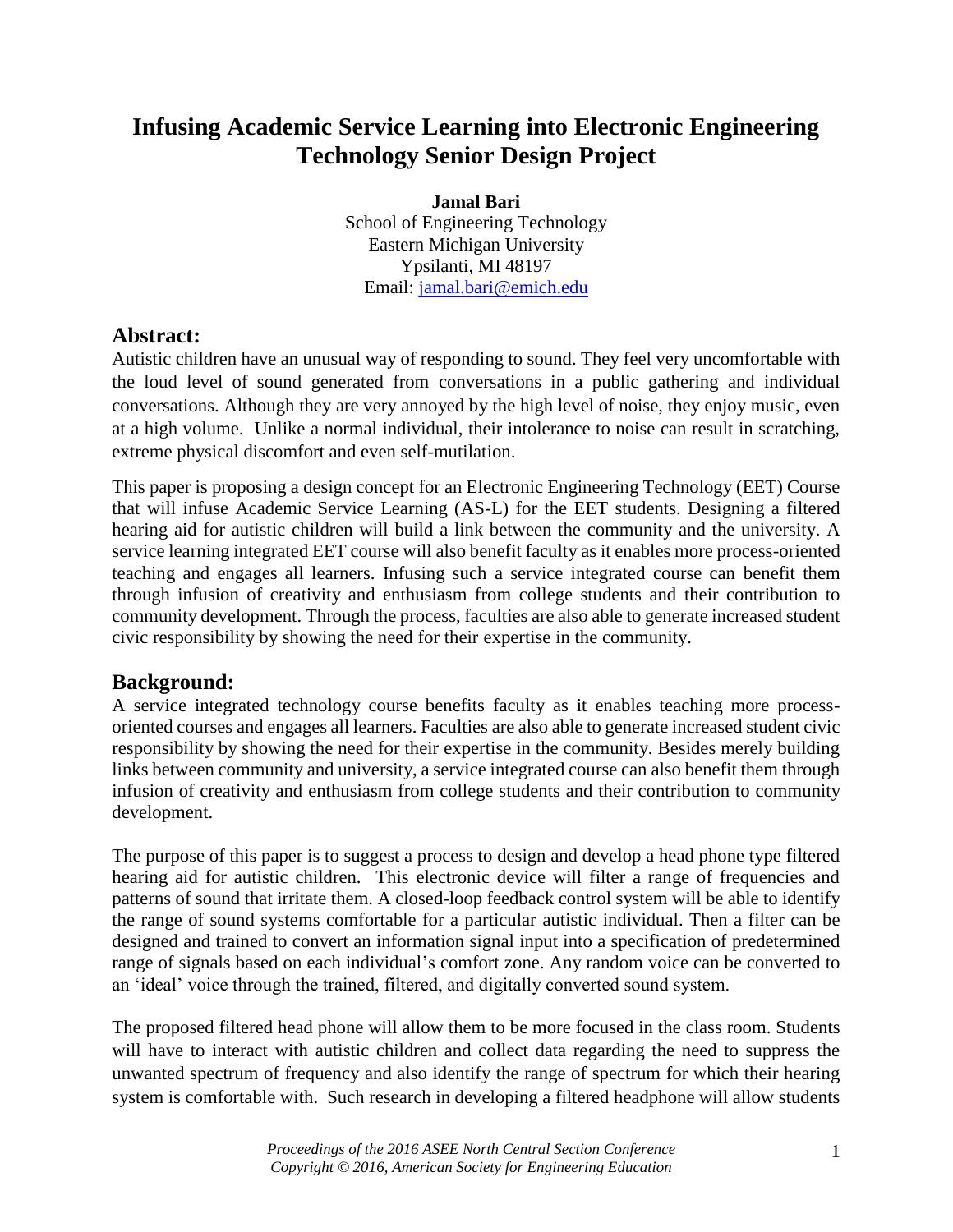# Infusing Academic Service Learning into Electronic Engineering Technology Senior Design Project

**Jamal Bari**
School of Engineering Technology
Eastern Michigan University
Ypsilanti, MI 48197
Email: jamal.bari@emich.edu

## Abstract:

Autistic children have an unusual way of responding to sound. They feel very uncomfortable with the loud level of sound generated from conversations in a public gathering and individual conversations. Although they are very annoyed by the high level of noise, they enjoy music, even at a high volume. Unlike a normal individual, their intolerance to noise can result in scratching, extreme physical discomfort and even self-mutilation.

This paper is proposing a design concept for an Electronic Engineering Technology (EET) Course that will infuse Academic Service Learning (AS-L) for the EET students. Designing a filtered hearing aid for autistic children will build a link between the community and the university. A service learning integrated EET course will also benefit faculty as it enables more process-oriented teaching and engages all learners. Infusing such a service integrated course can benefit them through infusion of creativity and enthusiasm from college students and their contribution to community development. Through the process, faculties are also able to generate increased student civic responsibility by showing the need for their expertise in the community.

## Background:

A service integrated technology course benefits faculty as it enables teaching more process-oriented courses and engages all learners. Faculties are also able to generate increased student civic responsibility by showing the need for their expertise in the community. Besides merely building links between community and university, a service integrated course can also benefit them through infusion of creativity and enthusiasm from college students and their contribution to community development.

The purpose of this paper is to suggest a process to design and develop a head phone type filtered hearing aid for autistic children. This electronic device will filter a range of frequencies and patterns of sound that irritate them. A closed-loop feedback control system will be able to identify the range of sound systems comfortable for a particular autistic individual. Then a filter can be designed and trained to convert an information signal input into a specification of predetermined range of signals based on each individual's comfort zone. Any random voice can be converted to an 'ideal' voice through the trained, filtered, and digitally converted sound system.

The proposed filtered head phone will allow them to be more focused in the class room. Students will have to interact with autistic children and collect data regarding the need to suppress the unwanted spectrum of frequency and also identify the range of spectrum for which their hearing system is comfortable with. Such research in developing a filtered headphone will allow students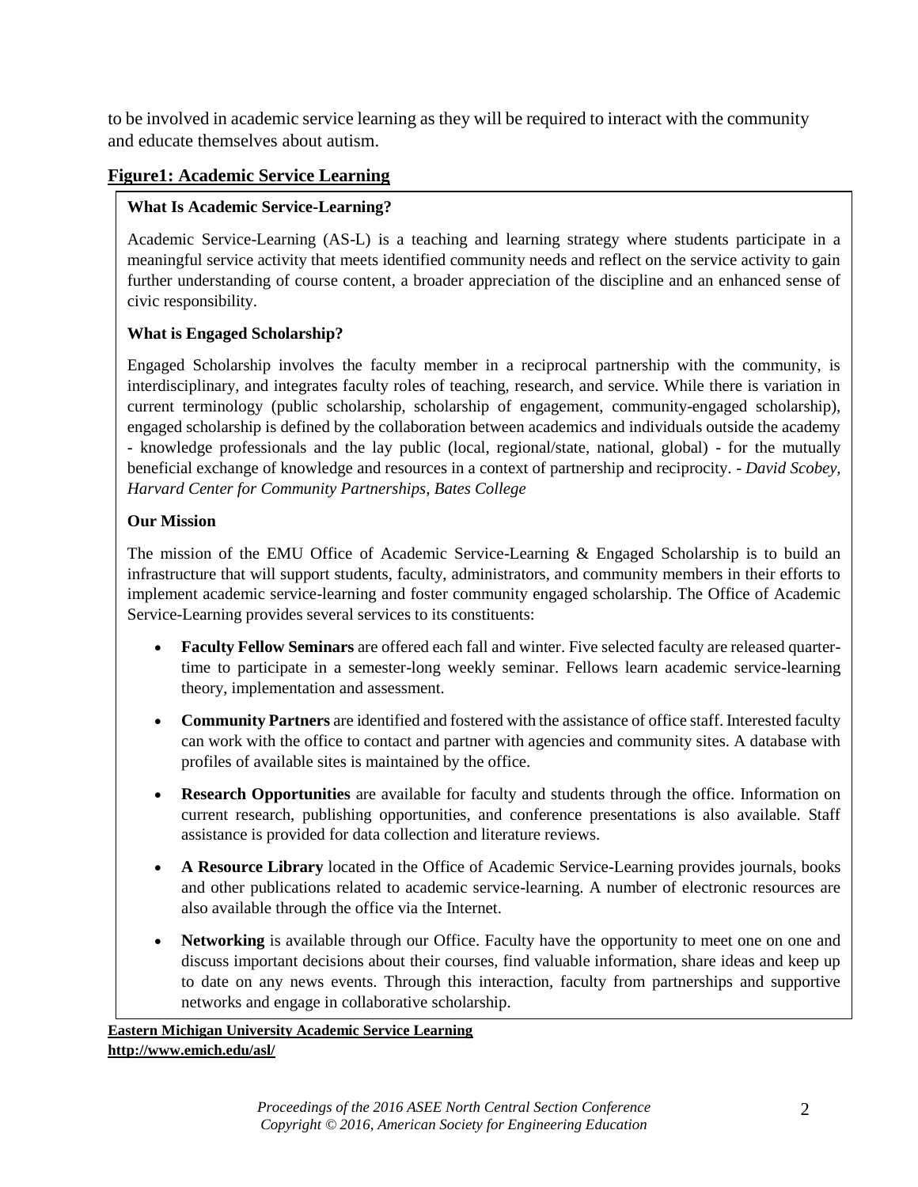to be involved in academic service learning as they will be required to interact with the community and educate themselves about autism.

**Figure1: Academic Service Learning**

**What Is Academic Service-Learning?**

Academic Service-Learning (AS-L) is a teaching and learning strategy where students participate in a meaningful service activity that meets identified community needs and reflect on the service activity to gain further understanding of course content, a broader appreciation of the discipline and an enhanced sense of civic responsibility.

**What is Engaged Scholarship?**

Engaged Scholarship involves the faculty member in a reciprocal partnership with the community, is interdisciplinary, and integrates faculty roles of teaching, research, and service. While there is variation in current terminology (public scholarship, scholarship of engagement, community-engaged scholarship), engaged scholarship is defined by the collaboration between academics and individuals outside the academy - knowledge professionals and the lay public (local, regional/state, national, global) - for the mutually beneficial exchange of knowledge and resources in a context of partnership and reciprocity. - *David Scobey, Harvard Center for Community Partnerships, Bates College*

**Our Mission**

The mission of the EMU Office of Academic Service-Learning & Engaged Scholarship is to build an infrastructure that will support students, faculty, administrators, and community members in their efforts to implement academic service-learning and foster community engaged scholarship. The Office of Academic Service-Learning provides several services to its constituents:

- **Faculty Fellow Seminars** are offered each fall and winter. Five selected faculty are released quarter-time to participate in a semester-long weekly seminar. Fellows learn academic service-learning theory, implementation and assessment.
- **Community Partners** are identified and fostered with the assistance of office staff. Interested faculty can work with the office to contact and partner with agencies and community sites. A database with profiles of available sites is maintained by the office.
- **Research Opportunities** are available for faculty and students through the office. Information on current research, publishing opportunities, and conference presentations is also available. Staff assistance is provided for data collection and literature reviews.
- **A Resource Library** located in the Office of Academic Service-Learning provides journals, books and other publications related to academic service-learning. A number of electronic resources are also available through the office via the Internet.
- **Networking** is available through our Office. Faculty have the opportunity to meet one on one and discuss important decisions about their courses, find valuable information, share ideas and keep up to date on any news events. Through this interaction, faculty from partnerships and supportive networks and engage in collaborative scholarship.

**Eastern Michigan University Academic Service Learning**
**http://www.emich.edu/asl/**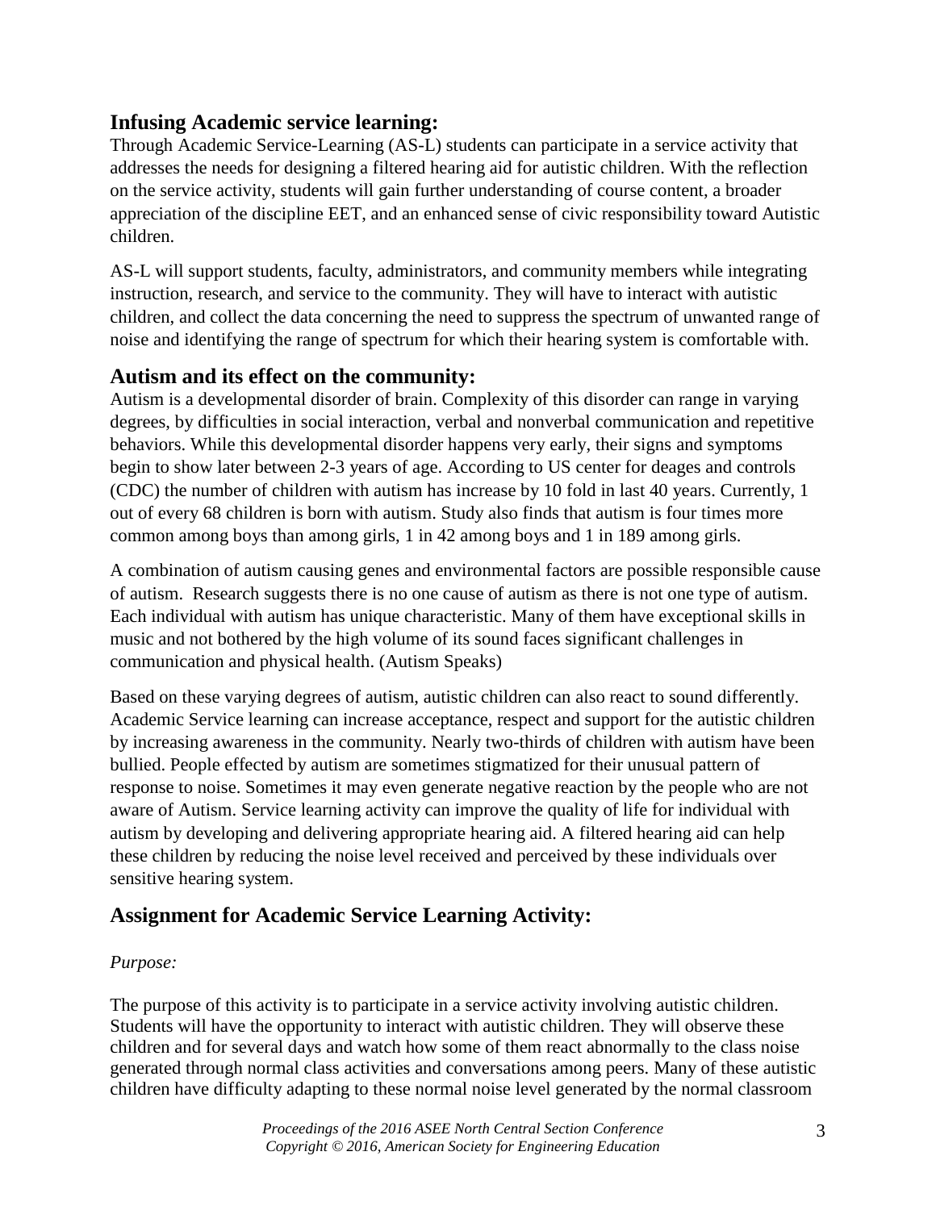## Infusing Academic service learning:

Through Academic Service-Learning (AS-L) students can participate in a service activity that addresses the needs for designing a filtered hearing aid for autistic children. With the reflection on the service activity, students will gain further understanding of course content, a broader appreciation of the discipline EET, and an enhanced sense of civic responsibility toward Autistic children.

AS-L will support students, faculty, administrators, and community members while integrating instruction, research, and service to the community. They will have to interact with autistic children, and collect the data concerning the need to suppress the spectrum of unwanted range of noise and identifying the range of spectrum for which their hearing system is comfortable with.

## Autism and its effect on the community:

Autism is a developmental disorder of brain. Complexity of this disorder can range in varying degrees, by difficulties in social interaction, verbal and nonverbal communication and repetitive behaviors. While this developmental disorder happens very early, their signs and symptoms begin to show later between 2-3 years of age. According to US center for deages and controls (CDC) the number of children with autism has increase by 10 fold in last 40 years. Currently, 1 out of every 68 children is born with autism. Study also finds that autism is four times more common among boys than among girls, 1 in 42 among boys and 1 in 189 among girls.

A combination of autism causing genes and environmental factors are possible responsible cause of autism. Research suggests there is no one cause of autism as there is not one type of autism. Each individual with autism has unique characteristic. Many of them have exceptional skills in music and not bothered by the high volume of its sound faces significant challenges in communication and physical health. (Autism Speaks)

Based on these varying degrees of autism, autistic children can also react to sound differently. Academic Service learning can increase acceptance, respect and support for the autistic children by increasing awareness in the community. Nearly two-thirds of children with autism have been bullied. People effected by autism are sometimes stigmatized for their unusual pattern of response to noise. Sometimes it may even generate negative reaction by the people who are not aware of Autism. Service learning activity can improve the quality of life for individual with autism by developing and delivering appropriate hearing aid. A filtered hearing aid can help these children by reducing the noise level received and perceived by these individuals over sensitive hearing system.

## Assignment for Academic Service Learning Activity:

*Purpose:*

The purpose of this activity is to participate in a service activity involving autistic children. Students will have the opportunity to interact with autistic children. They will observe these children and for several days and watch how some of them react abnormally to the class noise generated through normal class activities and conversations among peers. Many of these autistic children have difficulty adapting to these normal noise level generated by the normal classroom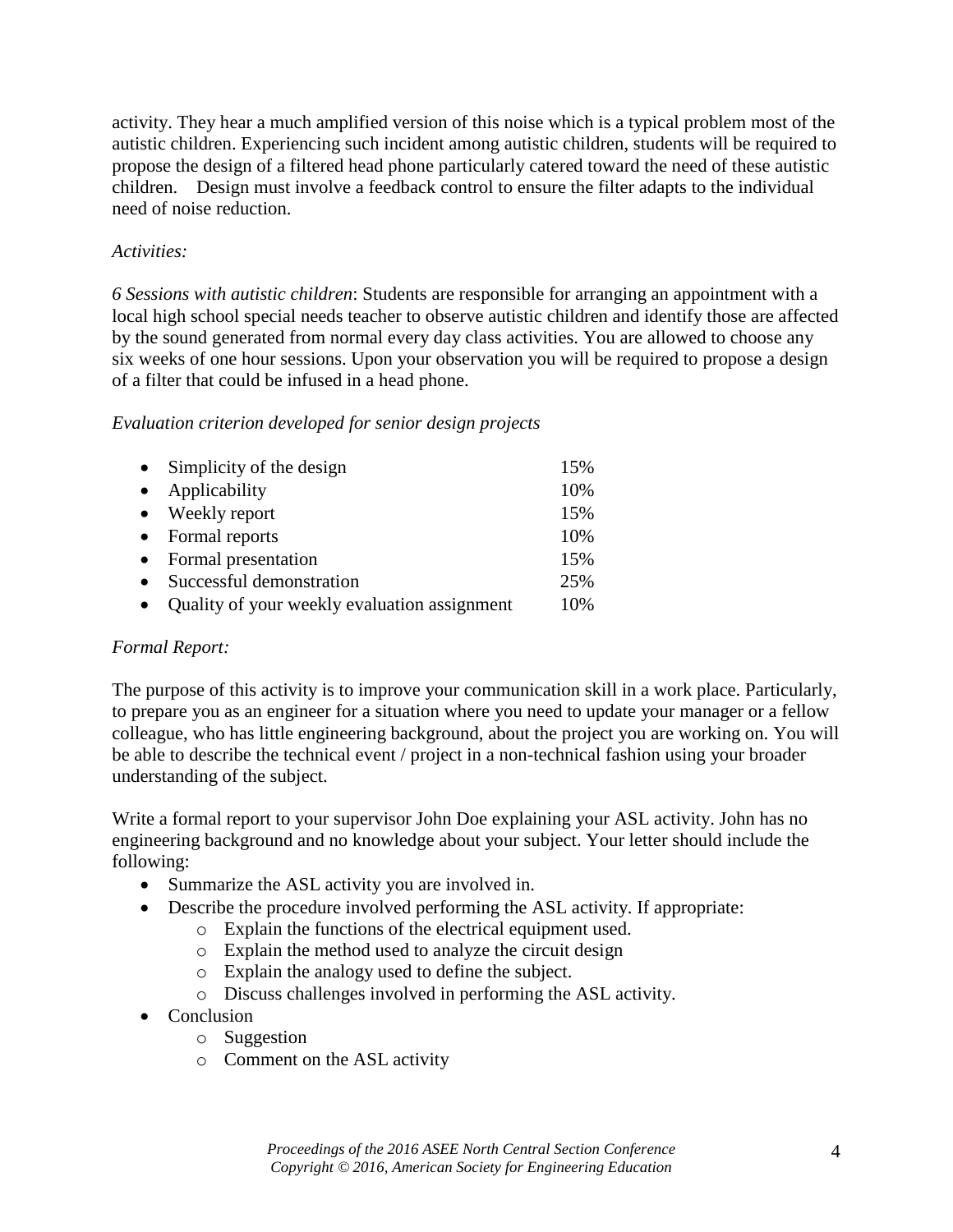activity. They hear a much amplified version of this noise which is a typical problem most of the autistic children. Experiencing such incident among autistic children, students will be required to propose the design of a filtered head phone particularly catered toward the need of these autistic children.  Design must involve a feedback control to ensure the filter adapts to the individual need of noise reduction.

*Activities:*

*6 Sessions with autistic children*: Students are responsible for arranging an appointment with a local high school special needs teacher to observe autistic children and identify those are affected by the sound generated from normal every day class activities. You are allowed to choose any six weeks of one hour sessions. Upon your observation you will be required to propose a design of a filter that could be infused in a head phone.

*Evaluation criterion developed for senior design projects*

- Simplicity of the design 15%
- Applicability 10%
- Weekly report 15%
- Formal reports 10%
- Formal presentation 15%
- Successful demonstration 25%
- Quality of your weekly evaluation assignment 10%

*Formal Report:*

The purpose of this activity is to improve your communication skill in a work place. Particularly, to prepare you as an engineer for a situation where you need to update your manager or a fellow colleague, who has little engineering background, about the project you are working on. You will be able to describe the technical event / project in a non-technical fashion using your broader understanding of the subject.

Write a formal report to your supervisor John Doe explaining your ASL activity. John has no engineering background and no knowledge about your subject. Your letter should include the following:

- Summarize the ASL activity you are involved in.
- Describe the procedure involved performing the ASL activity. If appropriate:
  - Explain the functions of the electrical equipment used.
  - Explain the method used to analyze the circuit design
  - Explain the analogy used to define the subject.
  - Discuss challenges involved in performing the ASL activity.
- Conclusion
  - Suggestion
  - Comment on the ASL activity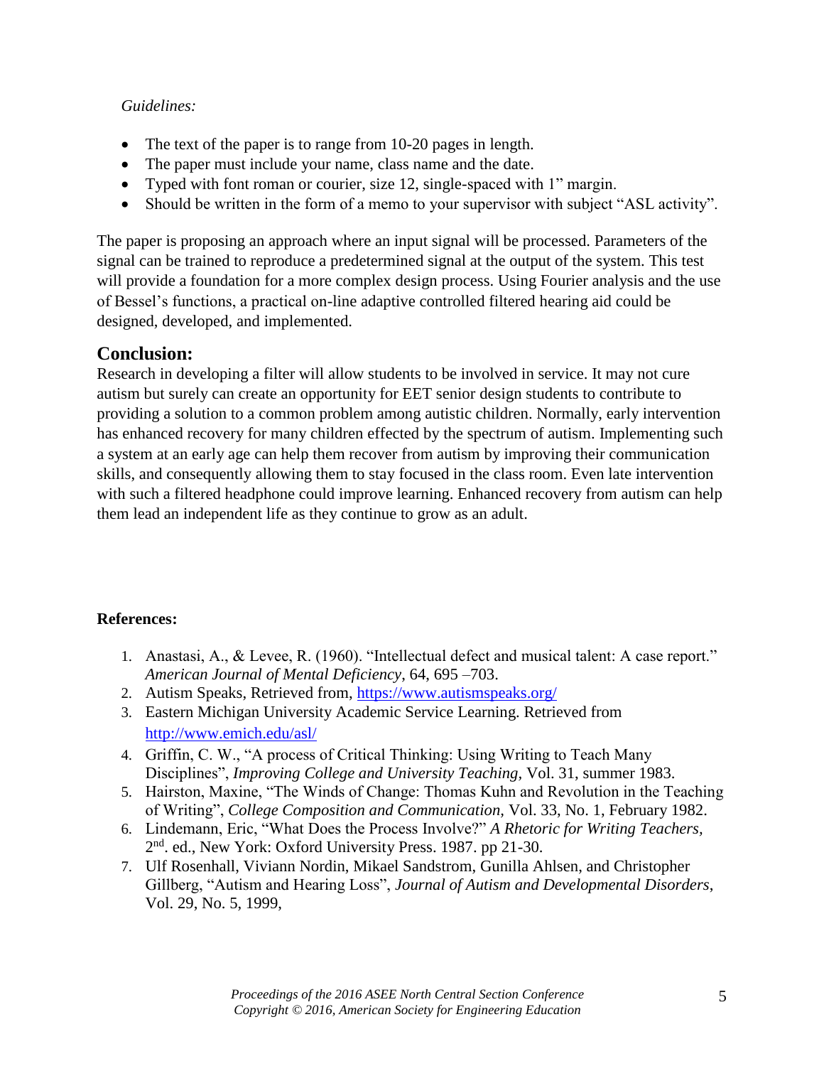*Guidelines:*

- The text of the paper is to range from 10-20 pages in length.
- The paper must include your name, class name and the date.
- Typed with font roman or courier, size 12, single-spaced with 1" margin.
- Should be written in the form of a memo to your supervisor with subject "ASL activity".

The paper is proposing an approach where an input signal will be processed. Parameters of the signal can be trained to reproduce a predetermined signal at the output of the system. This test will provide a foundation for a more complex design process. Using Fourier analysis and the use of Bessel's functions, a practical on-line adaptive controlled filtered hearing aid could be designed, developed, and implemented.

## Conclusion:

Research in developing a filter will allow students to be involved in service. It may not cure autism but surely can create an opportunity for EET senior design students to contribute to providing a solution to a common problem among autistic children. Normally, early intervention has enhanced recovery for many children effected by the spectrum of autism. Implementing such a system at an early age can help them recover from autism by improving their communication skills, and consequently allowing them to stay focused in the class room. Even late intervention with such a filtered headphone could improve learning. Enhanced recovery from autism can help them lead an independent life as they continue to grow as an adult.

**References:**

1. Anastasi, A., & Levee, R. (1960). "Intellectual defect and musical talent: A case report." *American Journal of Mental Deficiency*, 64, 695 –703.
2. Autism Speaks, Retrieved from, https://www.autismspeaks.org/
3. Eastern Michigan University Academic Service Learning. Retrieved from http://www.emich.edu/asl/
4. Griffin, C. W., "A process of Critical Thinking: Using Writing to Teach Many Disciplines", *Improving College and University Teaching,* Vol. 31, summer 1983.
5. Hairston, Maxine, "The Winds of Change: Thomas Kuhn and Revolution in the Teaching of Writing", *College Composition and Communication,* Vol. 33, No. 1, February 1982.
6. Lindemann, Eric, "What Does the Process Involve?" *A Rhetoric for Writing Teachers*, 2nd. ed., New York: Oxford University Press. 1987. pp 21-30.
7. Ulf Rosenhall, Viviann Nordin, Mikael Sandstrom, Gunilla Ahlsen, and Christopher Gillberg, "Autism and Hearing Loss", *Journal of Autism and Developmental Disorders*, Vol. 29, No. 5, 1999,